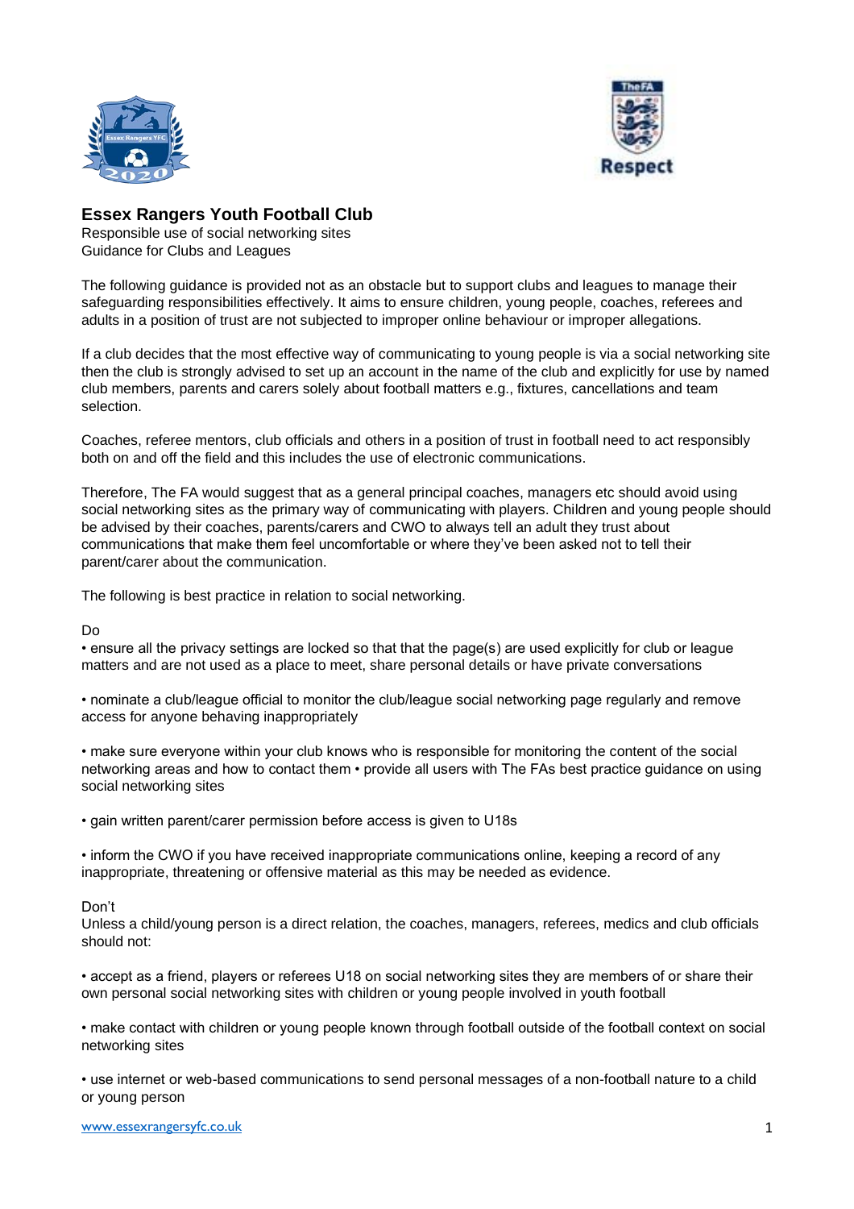# Essex Rangers Youth Football Club

Responsible use of social networking sites
Guidance for Clubs and Leagues

The following guidance is provided not as an obstacle but to support clubs and leagues to manage their safeguarding responsibilities effectively. It aims to ensure children, young people, coaches, referees and adults in a position of trust are not subjected to improper online behaviour or improper allegations.

If a club decides that the most effective way of communicating to young people is via a social networking site then the club is strongly advised to set up an account in the name of the club and explicitly for use by named club members, parents and carers solely about football matters e.g., fixtures, cancellations and team selection.

Coaches, referee mentors, club officials and others in a position of trust in football need to act responsibly both on and off the field and this includes the use of electronic communications.

Therefore, The FA would suggest that as a general principal coaches, managers etc should avoid using social networking sites as the primary way of communicating with players. Children and young people should be advised by their coaches, parents/carers and CWO to always tell an adult they trust about communications that make them feel uncomfortable or where they've been asked not to tell their parent/carer about the communication.

The following is best practice in relation to social networking.

Do

• ensure all the privacy settings are locked so that that the page(s) are used explicitly for club or league matters and are not used as a place to meet, share personal details or have private conversations

• nominate a club/league official to monitor the club/league social networking page regularly and remove access for anyone behaving inappropriately

• make sure everyone within your club knows who is responsible for monitoring the content of the social networking areas and how to contact them • provide all users with The FAs best practice guidance on using social networking sites

• gain written parent/carer permission before access is given to U18s

• inform the CWO if you have received inappropriate communications online, keeping a record of any inappropriate, threatening or offensive material as this may be needed as evidence.

Don't

Unless a child/young person is a direct relation, the coaches, managers, referees, medics and club officials should not:

• accept as a friend, players or referees U18 on social networking sites they are members of or share their own personal social networking sites with children or young people involved in youth football

• make contact with children or young people known through football outside of the football context on social networking sites

• use internet or web-based communications to send personal messages of a non-football nature to a child or young person

www.essexrangersyfc.co.uk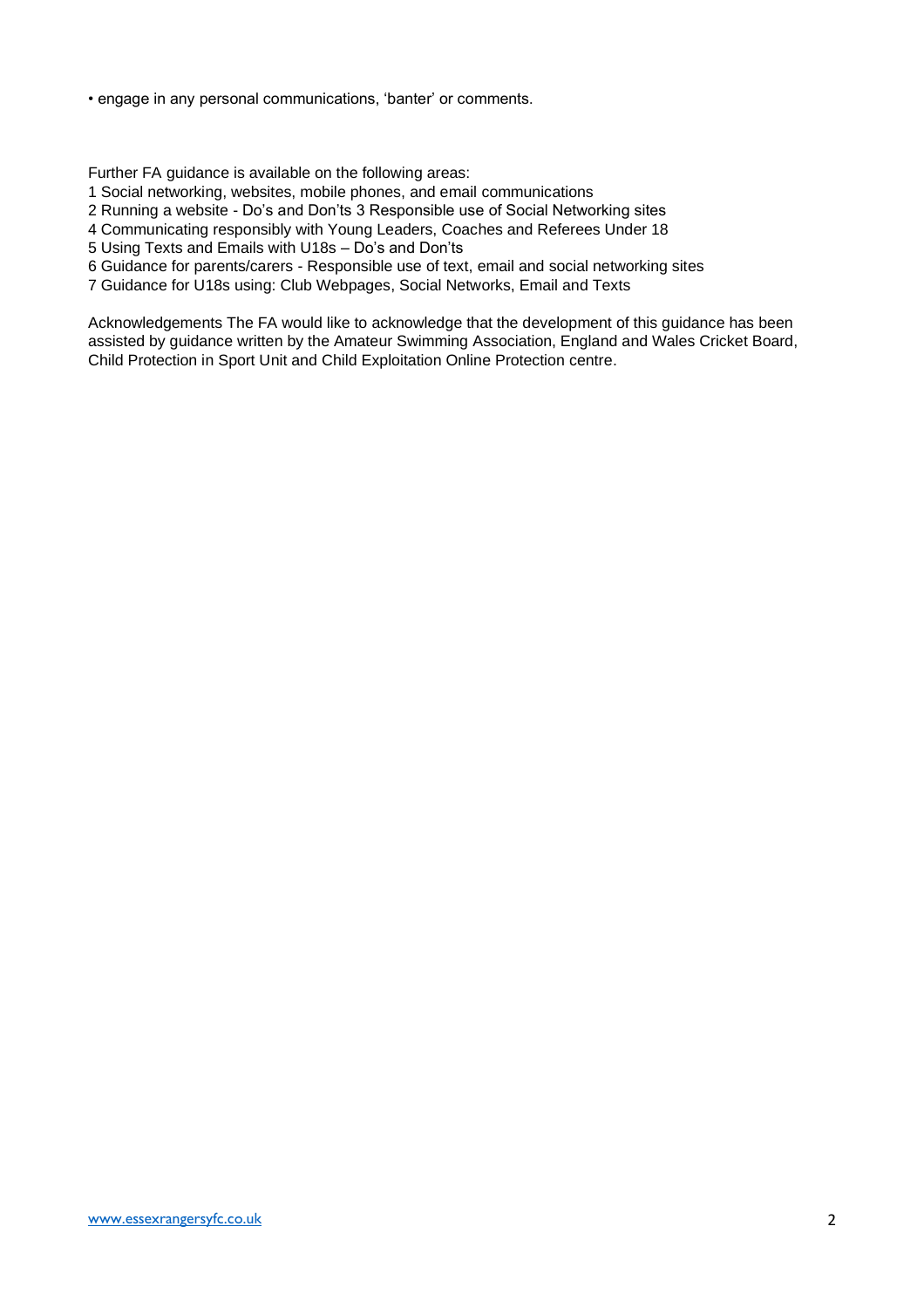- engage in any personal communications, 'banter' or comments.

Further FA guidance is available on the following areas:

1 Social networking, websites, mobile phones, and email communications
2 Running a website - Do's and Don'ts 3 Responsible use of Social Networking sites
4 Communicating responsibly with Young Leaders, Coaches and Referees Under 18
5 Using Texts and Emails with U18s – Do's and Don'ts
6 Guidance for parents/carers - Responsible use of text, email and social networking sites
7 Guidance for U18s using: Club Webpages, Social Networks, Email and Texts

Acknowledgements The FA would like to acknowledge that the development of this guidance has been assisted by guidance written by the Amateur Swimming Association, England and Wales Cricket Board, Child Protection in Sport Unit and Child Exploitation Online Protection centre.